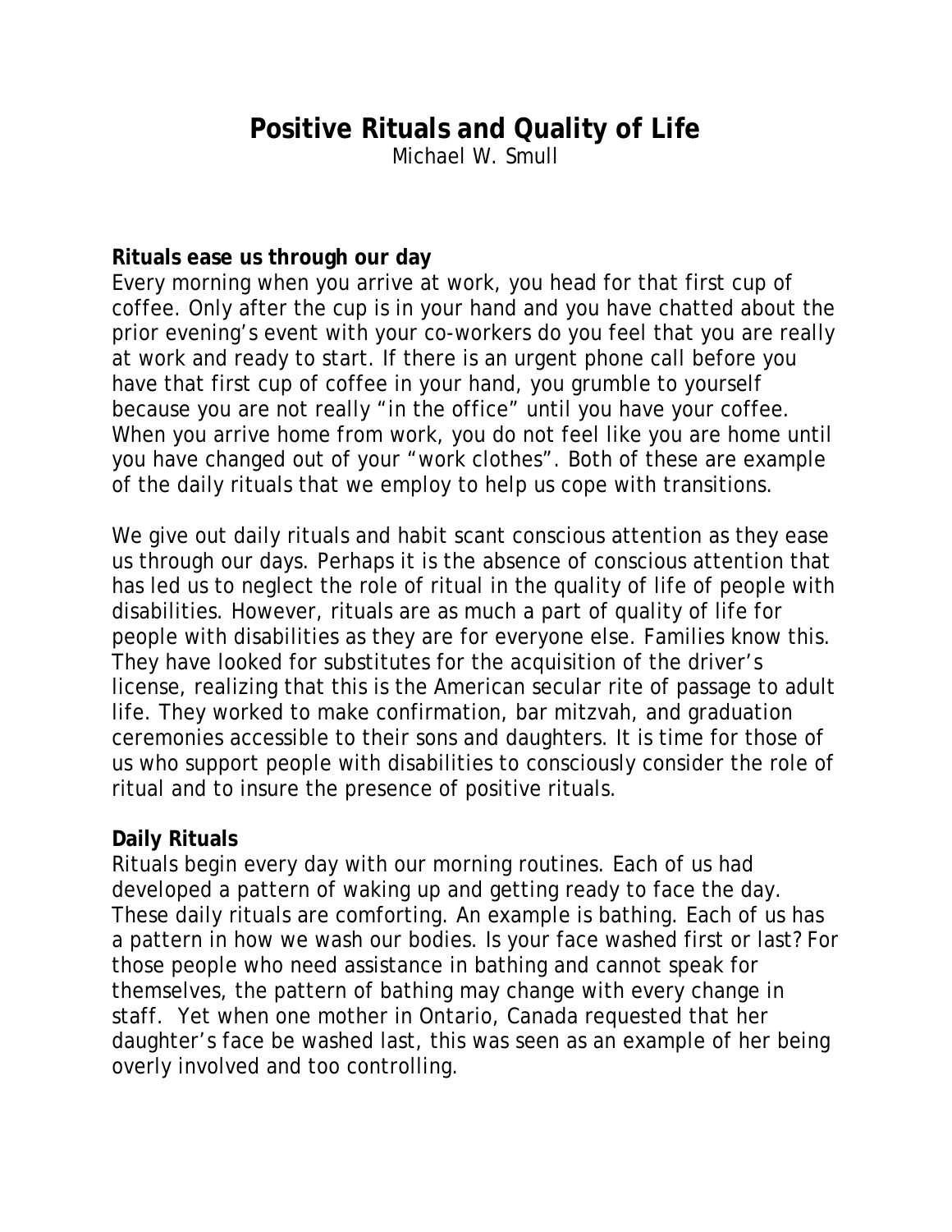# Positive Rituals and Quality of Life

Michael W. Smull

**Rituals ease us through our day**

Every morning when you arrive at work, you head for that first cup of coffee. Only after the cup is in your hand and you have chatted about the prior evening's event with your co-workers do you feel that you are really at work and ready to start. If there is an urgent phone call before you have that first cup of coffee in your hand, you grumble to yourself because you are not really "in the office" until you have your coffee. When you arrive home from work, you do not feel like you are home until you have changed out of your "work clothes". Both of these are example of the daily rituals that we employ to help us cope with transitions.

We give out daily rituals and habit scant conscious attention as they ease us through our days. Perhaps it is the absence of conscious attention that has led us to neglect the role of ritual in the quality of life of people with disabilities. However, rituals are as much a part of quality of life for people with disabilities as they are for everyone else. Families know this. They have looked for substitutes for the acquisition of the driver's license, realizing that this is the American secular rite of passage to adult life. They worked to make confirmation, bar mitzvah, and graduation ceremonies accessible to their sons and daughters. It is time for those of us who support people with disabilities to consciously consider the role of ritual and to insure the presence of positive rituals.

**Daily Rituals**

Rituals begin every day with our morning routines. Each of us had developed a pattern of waking up and getting ready to face the day. These daily rituals are comforting. An example is bathing. Each of us has a pattern in how we wash our bodies. Is your face washed first or last? For those people who need assistance in bathing and cannot speak for themselves, the pattern of bathing may change with every change in staff. Yet when one mother in Ontario, Canada requested that her daughter's face be washed last, this was seen as an example of her being overly involved and too controlling.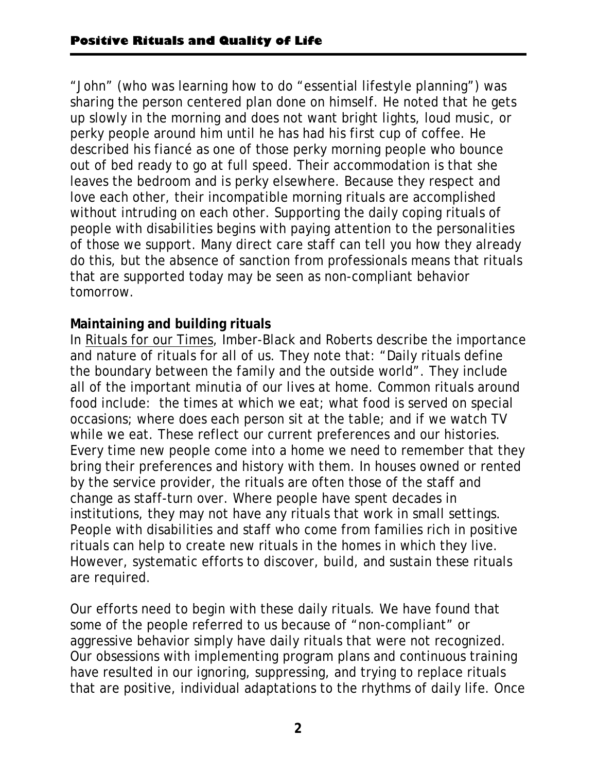"John" (who was learning how to do "essential lifestyle planning") was sharing the person centered plan done on himself. He noted that he gets up slowly in the morning and does not want bright lights, loud music, or perky people around him until he has had his first cup of coffee. He described his fiancé as one of those perky morning people who bounce out of bed ready to go at full speed. Their accommodation is that she leaves the bedroom and is perky elsewhere. Because they respect and love each other, their incompatible morning rituals are accomplished without intruding on each other. Supporting the daily coping rituals of people with disabilities begins with paying attention to the personalities of those we support. Many direct care staff can tell you how they already do this, but the absence of sanction from professionals means that rituals that are supported today may be seen as non-compliant behavior tomorrow.

**Maintaining and building rituals**

In Rituals for our Times, Imber-Black and Roberts describe the importance and nature of rituals for all of us. They note that: "Daily rituals define the boundary between the family and the outside world". They include all of the important minutia of our lives at home. Common rituals around food include: the times at which we eat; what food is served on special occasions; where does each person sit at the table; and if we watch TV while we eat. These reflect our current preferences and our histories. Every time new people come into a home we need to remember that they bring their preferences and history with them. In houses owned or rented by the service provider, the rituals are often those of the staff and change as staff-turn over. Where people have spent decades in institutions, they may not have any rituals that work in small settings. People with disabilities and staff who come from families rich in positive rituals can help to create new rituals in the homes in which they live. However, systematic efforts to discover, build, and sustain these rituals are required.

Our efforts need to begin with these daily rituals. We have found that some of the people referred to us because of "non-compliant" or aggressive behavior simply have daily rituals that were not recognized. Our obsessions with implementing program plans and continuous training have resulted in our ignoring, suppressing, and trying to replace rituals that are positive, individual adaptations to the rhythms of daily life. Once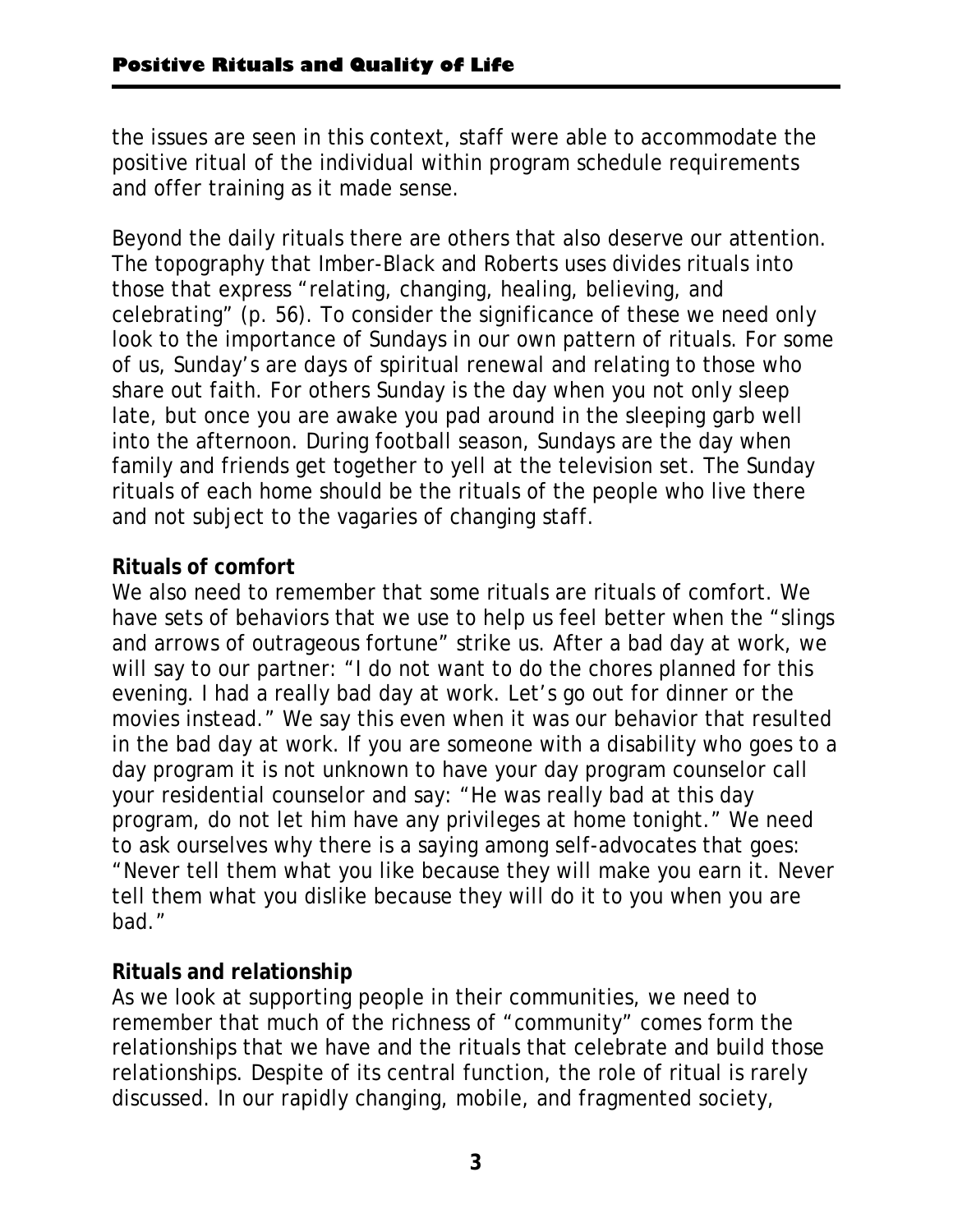the issues are seen in this context, staff were able to accommodate the positive ritual of the individual within program schedule requirements and offer training as it made sense.

Beyond the daily rituals there are others that also deserve our attention. The topography that Imber-Black and Roberts uses divides rituals into those that express "relating, changing, healing, believing, and celebrating" (p. 56). To consider the significance of these we need only look to the importance of Sundays in our own pattern of rituals. For some of us, Sunday's are days of spiritual renewal and relating to those who share out faith. For others Sunday is the day when you not only sleep late, but once you are awake you pad around in the sleeping garb well into the afternoon. During football season, Sundays are the day when family and friends get together to yell at the television set. The Sunday rituals of each home should be the rituals of the people who live there and not subject to the vagaries of changing staff.

**Rituals of comfort**

We also need to remember that some rituals are rituals of comfort. We have sets of behaviors that we use to help us feel better when the "slings and arrows of outrageous fortune" strike us. After a bad day at work, we will say to our partner: "I do not want to do the chores planned for this evening. I had a really bad day at work. Let's go out for dinner or the movies instead." We say this even when it was our behavior that resulted in the bad day at work. If you are someone with a disability who goes to a day program it is not unknown to have your day program counselor call your residential counselor and say: "He was really bad at this day program, do not let him have any privileges at home tonight." We need to ask ourselves why there is a saying among self-advocates that goes: "Never tell them what you like because they will make you earn it. Never tell them what you dislike because they will do it to you when you are bad."

**Rituals and relationship**

As we look at supporting people in their communities, we need to remember that much of the richness of "community" comes form the relationships that we have and the rituals that celebrate and build those relationships. Despite of its central function, the role of ritual is rarely discussed. In our rapidly changing, mobile, and fragmented society,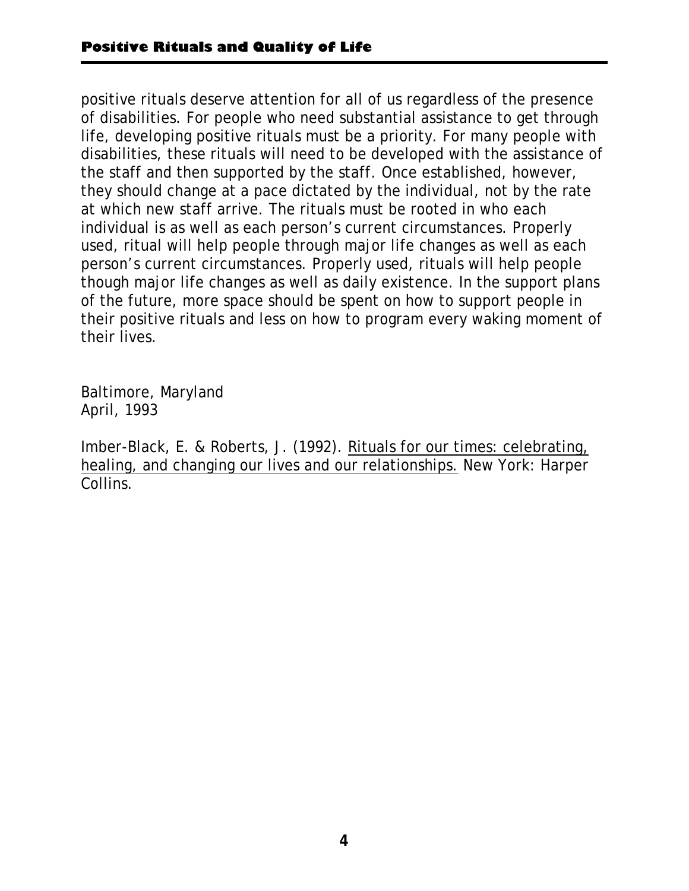positive rituals deserve attention for all of us regardless of the presence of disabilities. For people who need substantial assistance to get through life, developing positive rituals must be a priority. For many people with disabilities, these rituals will need to be developed with the assistance of the staff and then supported by the staff. Once established, however, they should change at a pace dictated by the individual, not by the rate at which new staff arrive. The rituals must be rooted in who each individual is as well as each person's current circumstances. Properly used, ritual will help people through major life changes as well as each person's current circumstances. Properly used, rituals will help people though major life changes as well as daily existence. In the support plans of the future, more space should be spent on how to support people in their positive rituals and less on how to program every waking moment of their lives.

Baltimore, Maryland
April, 1993

Imber-Black, E. & Roberts, J. (1992). Rituals for our times: celebrating, healing, and changing our lives and our relationships. New York: Harper Collins.